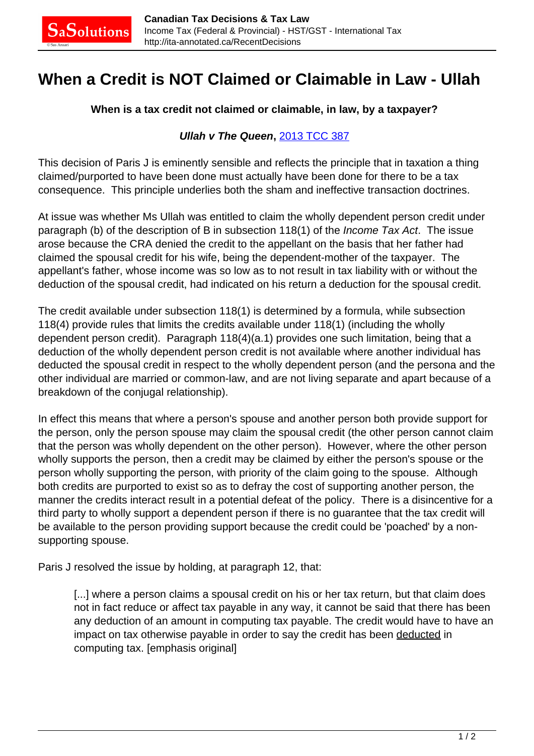# When a Credit is NOT Claimed or Claimable in Law - Ullah

**When is a tax credit not claimed or claimable, in law, by a taxpayer?**

***Ullah v The Queen*, 2013 TCC 387**

This decision of Paris J is eminently sensible and reflects the principle that in taxation a thing claimed/purported to have been done must actually have been done for there to be a tax consequence. This principle underlies both the sham and ineffective transaction doctrines.

At issue was whether Ms Ullah was entitled to claim the wholly dependent person credit under paragraph (b) of the description of B in subsection 118(1) of the *Income Tax Act*. The issue arose because the CRA denied the credit to the appellant on the basis that her father had claimed the spousal credit for his wife, being the dependent-mother of the taxpayer. The appellant's father, whose income was so low as to not result in tax liability with or without the deduction of the spousal credit, had indicated on his return a deduction for the spousal credit.

The credit available under subsection 118(1) is determined by a formula, while subsection 118(4) provide rules that limits the credits available under 118(1) (including the wholly dependent person credit). Paragraph 118(4)(a.1) provides one such limitation, being that a deduction of the wholly dependent person credit is not available where another individual has deducted the spousal credit in respect to the wholly dependent person (and the persona and the other individual are married or common-law, and are not living separate and apart because of a breakdown of the conjugal relationship).

In effect this means that where a person's spouse and another person both provide support for the person, only the person spouse may claim the spousal credit (the other person cannot claim that the person was wholly dependent on the other person). However, where the other person wholly supports the person, then a credit may be claimed by either the person's spouse or the person wholly supporting the person, with priority of the claim going to the spouse. Although both credits are purported to exist so as to defray the cost of supporting another person, the manner the credits interact result in a potential defeat of the policy. There is a disincentive for a third party to wholly support a dependent person if there is no guarantee that the tax credit will be available to the person providing support because the credit could be 'poached' by a non-supporting spouse.

Paris J resolved the issue by holding, at paragraph 12, that:

> [...] where a person claims a spousal credit on his or her tax return, but that claim does not in fact reduce or affect tax payable in any way, it cannot be said that there has been any deduction of an amount in computing tax payable. The credit would have to have an impact on tax otherwise payable in order to say the credit has been <u>deducted</u> in computing tax. [emphasis original]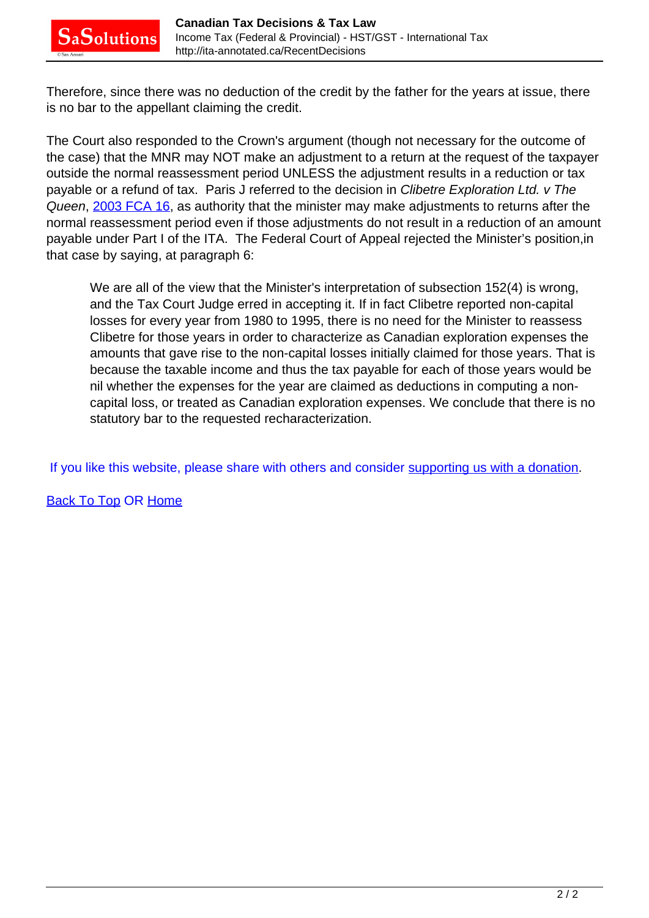Therefore, since there was no deduction of the credit by the father for the years at issue, there is no bar to the appellant claiming the credit.

The Court also responded to the Crown's argument (though not necessary for the outcome of the case) that the MNR may NOT make an adjustment to a return at the request of the taxpayer outside the normal reassessment period UNLESS the adjustment results in a reduction or tax payable or a refund of tax. Paris J referred to the decision in *Clibetre Exploration Ltd. v The Queen*, [2003 FCA 16](), as authority that the minister may make adjustments to returns after the normal reassessment period even if those adjustments do not result in a reduction of an amount payable under Part I of the ITA. The Federal Court of Appeal rejected the Minister's position,in that case by saying, at paragraph 6:

> We are all of the view that the Minister's interpretation of subsection 152(4) is wrong, and the Tax Court Judge erred in accepting it. If in fact Clibetre reported non-capital losses for every year from 1980 to 1995, there is no need for the Minister to reassess Clibetre for those years in order to characterize as Canadian exploration expenses the amounts that gave rise to the non-capital losses initially claimed for those years. That is because the taxable income and thus the tax payable for each of those years would be nil whether the expenses for the year are claimed as deductions in computing a non-capital loss, or treated as Canadian exploration expenses. We conclude that there is no statutory bar to the requested recharacterization.

If you like this website, please share with others and consider [supporting us with a donation]().

[Back To Top]() OR [Home]()